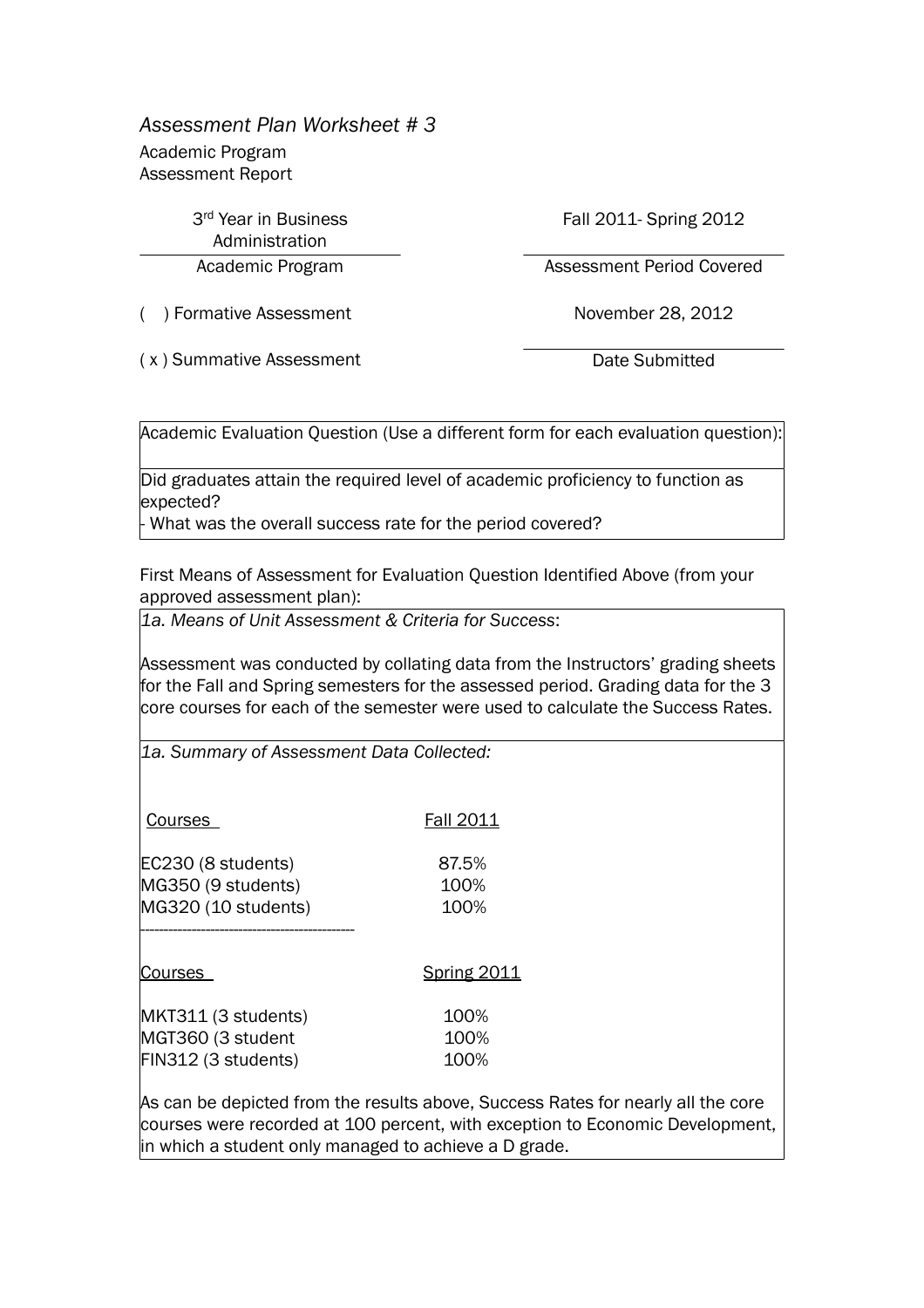*Assessment Plan Worksheet # 3*

Academic Program
Assessment Report

| 3rd Year in Business Administration | Fall 2011- Spring 2012 |
|---|---|
| Academic Program | Assessment Period Covered |

( ) Formative Assessment

( x ) Summative Assessment

| November 28, 2012 |
|---|
| Date Submitted |

Academic Evaluation Question (Use a different form for each evaluation question):

Did graduates attain the required level of academic proficiency to function as expected?
- What was the overall success rate for the period covered?

First Means of Assessment for Evaluation Question Identified Above (from your approved assessment plan):

*1a. Means of Unit Assessment & Criteria for Success*:

Assessment was conducted by collating data from the Instructors' grading sheets for the Fall and Spring semesters for the assessed period. Grading data for the 3 core courses for each of the semester were used to calculate the Success Rates.

*1a. Summary of Assessment Data Collected:*

| Courses | Fall 2011 |
|---|---|
| EC230 (8 students) | 87.5% |
| MG350 (9 students) | 100% |
| MG320 (10 students) | 100% |

---

| Courses | Spring 2011 |
|---|---|
| MKT311 (3 students) | 100% |
| MGT360 (3 student | 100% |
| FIN312 (3 students) | 100% |

As can be depicted from the results above, Success Rates for nearly all the core courses were recorded at 100 percent, with exception to Economic Development, in which a student only managed to achieve a D grade.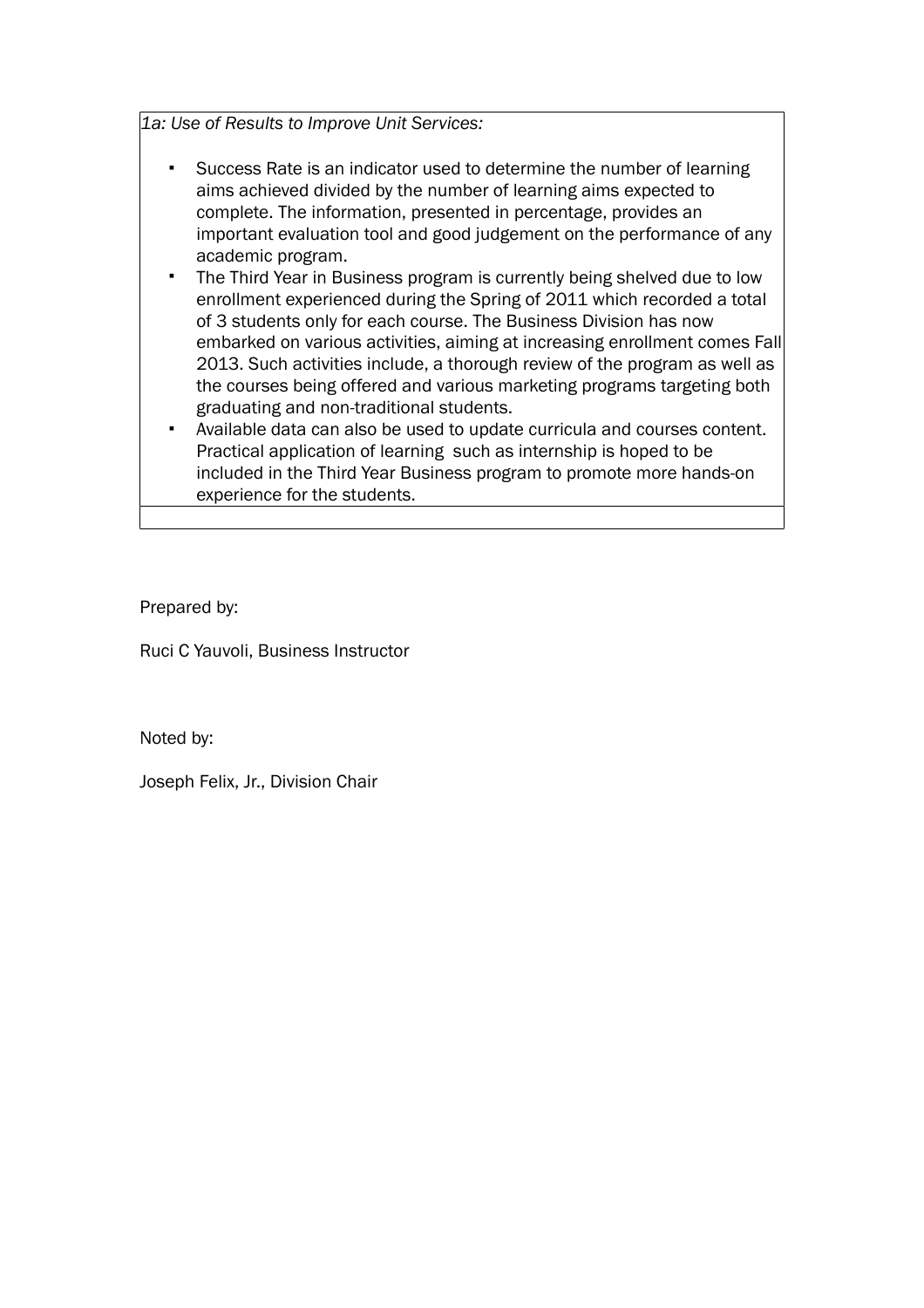*1a: Use of Results to Improve Unit Services:*

- Success Rate is an indicator used to determine the number of learning aims achieved divided by the number of learning aims expected to complete. The information, presented in percentage, provides an important evaluation tool and good judgement on the performance of any academic program.
- The Third Year in Business program is currently being shelved due to low enrollment experienced during the Spring of 2011 which recorded a total of 3 students only for each course. The Business Division has now embarked on various activities, aiming at increasing enrollment comes Fall 2013. Such activities include, a thorough review of the program as well as the courses being offered and various marketing programs targeting both graduating and non-traditional students.
- Available data can also be used to update curricula and courses content. Practical application of learning such as internship is hoped to be included in the Third Year Business program to promote more hands-on experience for the students.

Prepared by:

Ruci C Yauvoli, Business Instructor

Noted by:

Joseph Felix, Jr., Division Chair